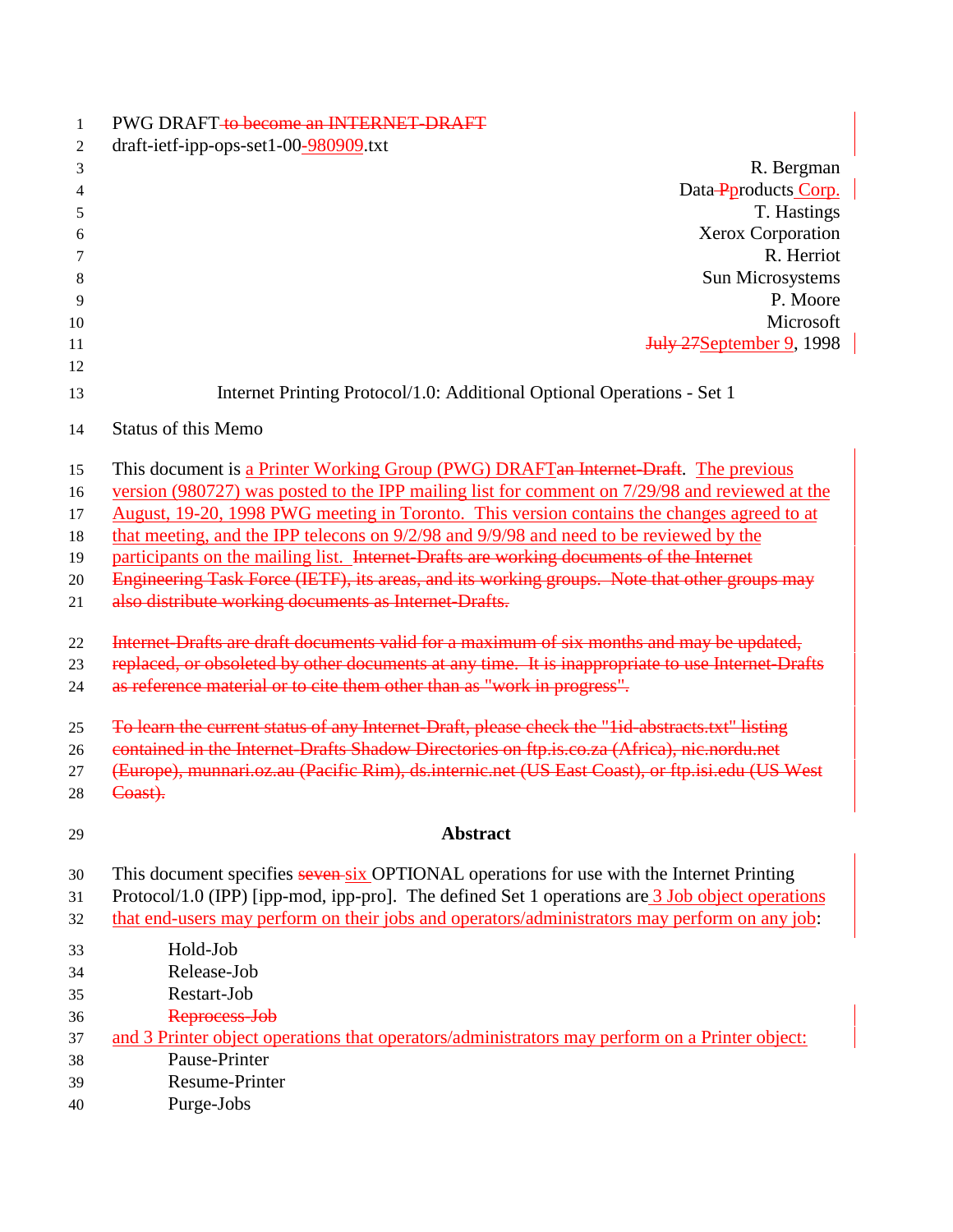PWG DRAFT ~~to become an INTERNET-DRAFT~~
draft-ietf-ipp-ops-set1-00-980909.txt

R. Bergman
Data ~~P~~products Corp.
T. Hastings
Xerox Corporation
R. Herriot
Sun Microsystems
P. Moore
Microsoft
~~July 27~~September 9, 1998

# Internet Printing Protocol/1.0: Additional Optional Operations - Set 1

## Status of this Memo

This document is a Printer Working Group (PWG) DRAFT~~an Internet-Draft~~. The previous version (980727) was posted to the IPP mailing list for comment on 7/29/98 and reviewed at the August, 19-20, 1998 PWG meeting in Toronto. This version contains the changes agreed to at that meeting, and the IPP telecons on 9/2/98 and 9/9/98 and need to be reviewed by the participants on the mailing list. ~~Internet-Drafts are working documents of the Internet Engineering Task Force (IETF), its areas, and its working groups. Note that other groups may also distribute working documents as Internet-Drafts.~~

~~Internet-Drafts are draft documents valid for a maximum of six months and may be updated, replaced, or obsoleted by other documents at any time. It is inappropriate to use Internet-Drafts as reference material or to cite them other than as "work in progress".~~

~~To learn the current status of any Internet-Draft, please check the "1id-abstracts.txt" listing contained in the Internet-Drafts Shadow Directories on ftp.is.co.za (Africa), nic.nordu.net (Europe), munnari.oz.au (Pacific Rim), ds.internic.net (US East Coast), or ftp.isi.edu (US West Coast).~~

## Abstract

This document specifies ~~seven~~ six OPTIONAL operations for use with the Internet Printing Protocol/1.0 (IPP) [ipp-mod, ipp-pro]. The defined Set 1 operations are 3 Job object operations that end-users may perform on their jobs and operators/administrators may perform on any job:

- Hold-Job
- Release-Job
- Restart-Job
- ~~Reprocess-Job~~

and 3 Printer object operations that operators/administrators may perform on a Printer object:

- Pause-Printer
- Resume-Printer
- Purge-Jobs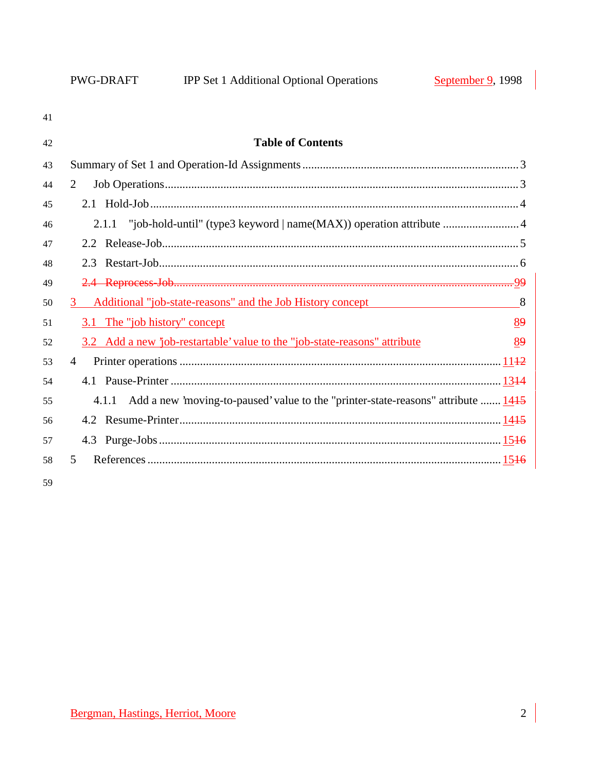## Table of Contents

Summary of Set 1 and Operation-Id Assignments ........ 3

2 Job Operations ........ 3

- 2.1 Hold-Job ........ 4
  - 2.1.1 "job-hold-until" (type3 keyword | name(MAX)) operation attribute ........ 4
- 2.2 Release-Job ........ 5
- 2.3 Restart-Job ........ 6
- ~~2.4 Reprocess-Job ........ 9~~9

3 Additional "job-state-reasons" and the Job History concept ........ 8

- 3.1 The "job history" concept ........ 8~~9~~
- 3.2 Add a new 'job-restartable' value to the "job-state-reasons" attribute ........ 8~~9~~

4 Printer operations ........ 11~~12~~

- 4.1 Pause-Printer ........ 13~~14~~
  - 4.1.1 Add a new 'moving-to-paused' value to the "printer-state-reasons" attribute ........ 14~~15~~
- 4.2 Resume-Printer ........ 14~~15~~
- 4.3 Purge-Jobs ........ 15~~16~~

5 References ........ 15~~16~~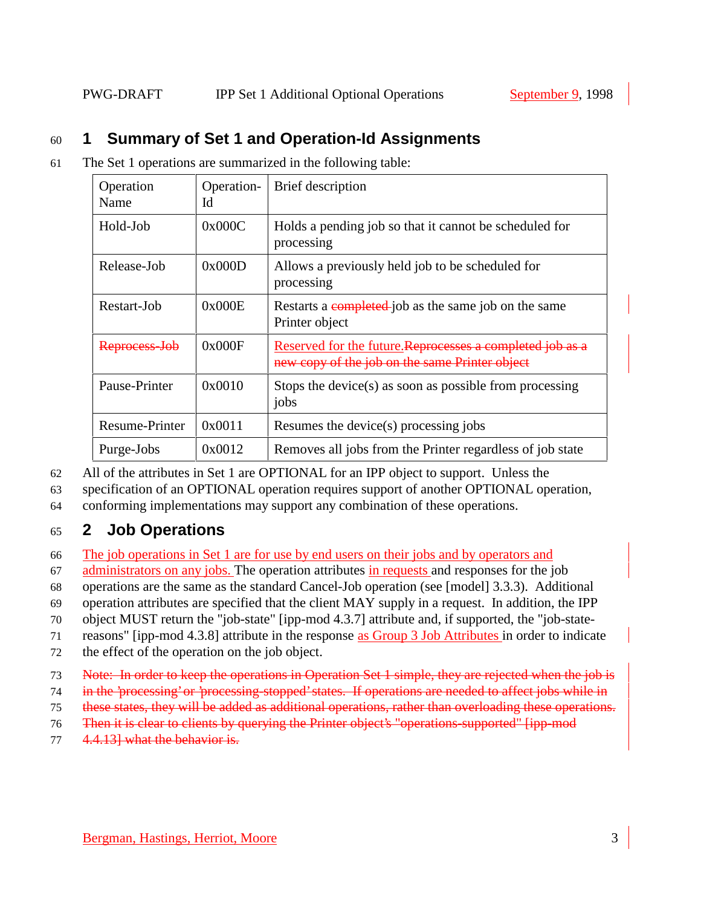# 1 Summary of Set 1 and Operation-Id Assignments

The Set 1 operations are summarized in the following table:

| Operation Name | Operation-Id | Brief description |
|---|---|---|
| Hold-Job | 0x000C | Holds a pending job so that it cannot be scheduled for processing |
| Release-Job | 0x000D | Allows a previously held job to be scheduled for processing |
| Restart-Job | 0x000E | Restarts a ~~completed~~ job as the same job on the same Printer object |
| ~~Reprocess-Job~~ | 0x000F | Reserved for the future.~~Reprocesses a completed job as a new copy of the job on the same Printer object~~ |
| Pause-Printer | 0x0010 | Stops the device(s) as soon as possible from processing jobs |
| Resume-Printer | 0x0011 | Resumes the device(s) processing jobs |
| Purge-Jobs | 0x0012 | Removes all jobs from the Printer regardless of job state |

All of the attributes in Set 1 are OPTIONAL for an IPP object to support. Unless the specification of an OPTIONAL operation requires support of another OPTIONAL operation, conforming implementations may support any combination of these operations.

# 2 Job Operations

The job operations in Set 1 are for use by end users on their jobs and by operators and administrators on any jobs. The operation attributes in requests and responses for the job operations are the same as the standard Cancel-Job operation (see [model] 3.3.3). Additional operation attributes are specified that the client MAY supply in a request. In addition, the IPP object MUST return the "job-state" [ipp-mod 4.3.7] attribute and, if supported, the "job-state-reasons" [ipp-mod 4.3.8] attribute in the response as Group 3 Job Attributes in order to indicate the effect of the operation on the job object.

~~Note: In order to keep the operations in Operation Set 1 simple, they are rejected when the job is in the 'processing' or 'processing-stopped' states. If operations are needed to affect jobs while in these states, they will be added as additional operations, rather than overloading these operations. Then it is clear to clients by querying the Printer object's "operations-supported" [ipp-mod 4.4.13] what the behavior is.~~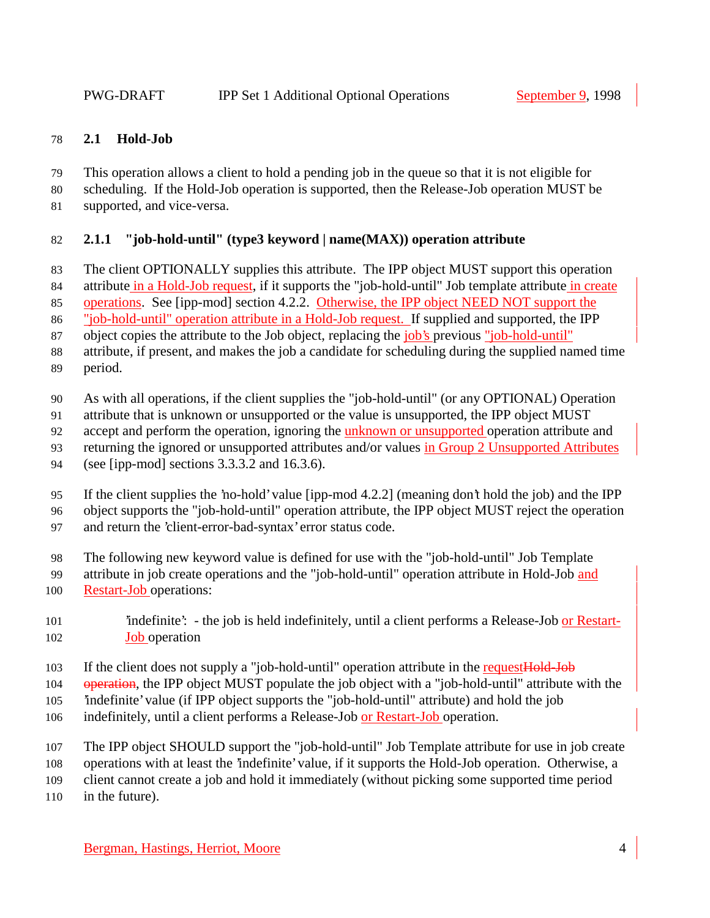## 2.1 Hold-Job

This operation allows a client to hold a pending job in the queue so that it is not eligible for scheduling. If the Hold-Job operation is supported, then the Release-Job operation MUST be supported, and vice-versa.

### 2.1.1 "job-hold-until" (type3 keyword | name(MAX)) operation attribute

The client OPTIONALLY supplies this attribute. The IPP object MUST support this operation attribute in a Hold-Job request, if it supports the "job-hold-until" Job template attribute in create operations. See [ipp-mod] section 4.2.2. Otherwise, the IPP object NEED NOT support the "job-hold-until" operation attribute in a Hold-Job request. If supplied and supported, the IPP object copies the attribute to the Job object, replacing the job's previous "job-hold-until" attribute, if present, and makes the job a candidate for scheduling during the supplied named time period.

As with all operations, if the client supplies the "job-hold-until" (or any OPTIONAL) Operation attribute that is unknown or unsupported or the value is unsupported, the IPP object MUST accept and perform the operation, ignoring the unknown or unsupported operation attribute and returning the ignored or unsupported attributes and/or values in Group 2 Unsupported Attributes (see [ipp-mod] sections 3.3.3.2 and 16.3.6).

If the client supplies the 'no-hold' value [ipp-mod 4.2.2] (meaning don't hold the job) and the IPP object supports the "job-hold-until" operation attribute, the IPP object MUST reject the operation and return the 'client-error-bad-syntax' error status code.

The following new keyword value is defined for use with the "job-hold-until" Job Template attribute in job create operations and the "job-hold-until" operation attribute in Hold-Job and Restart-Job operations:

> 'indefinite': - the job is held indefinitely, until a client performs a Release-Job or Restart-Job operation

If the client does not supply a "job-hold-until" operation attribute in the request~~Hold-Job operation~~, the IPP object MUST populate the job object with a "job-hold-until" attribute with the 'indefinite' value (if IPP object supports the "job-hold-until" attribute) and hold the job indefinitely, until a client performs a Release-Job or Restart-Job operation.

The IPP object SHOULD support the "job-hold-until" Job Template attribute for use in job create operations with at least the 'indefinite' value, if it supports the Hold-Job operation. Otherwise, a client cannot create a job and hold it immediately (without picking some supported time period in the future).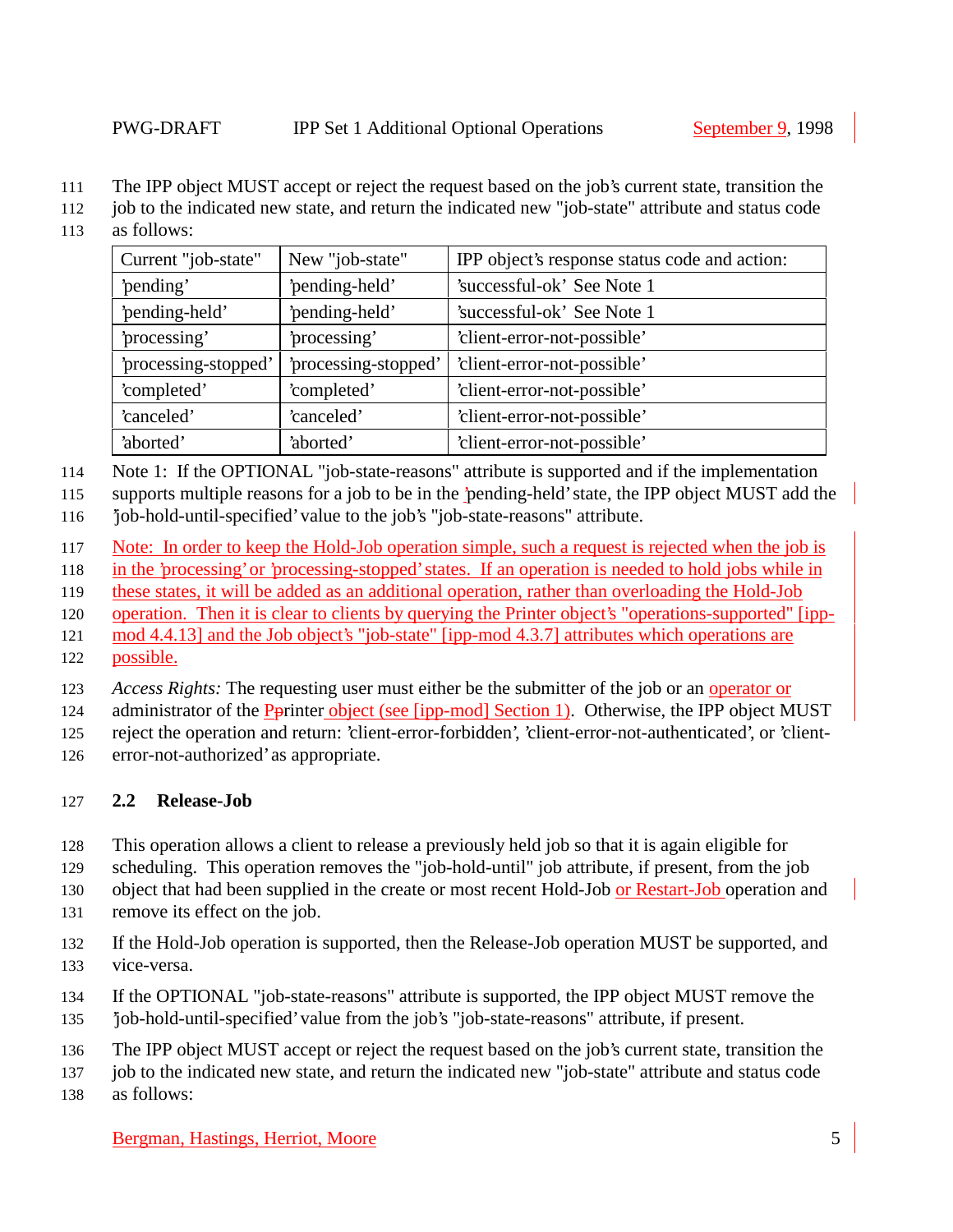The IPP object MUST accept or reject the request based on the job's current state, transition the job to the indicated new state, and return the indicated new "job-state" attribute and status code as follows:

| Current "job-state" | New "job-state" | IPP object's response status code and action: |
|---|---|---|
| 'pending' | 'pending-held' | 'successful-ok' See Note 1 |
| 'pending-held' | 'pending-held' | 'successful-ok' See Note 1 |
| 'processing' | 'processing' | 'client-error-not-possible' |
| 'processing-stopped' | 'processing-stopped' | 'client-error-not-possible' |
| 'completed' | 'completed' | 'client-error-not-possible' |
| 'canceled' | 'canceled' | 'client-error-not-possible' |
| 'aborted' | 'aborted' | 'client-error-not-possible' |

Note 1: If the OPTIONAL "job-state-reasons" attribute is supported and if the implementation supports multiple reasons for a job to be in the 'pending-held' state, the IPP object MUST add the 'job-hold-until-specified' value to the job's "job-state-reasons" attribute.

Note: In order to keep the Hold-Job operation simple, such a request is rejected when the job is in the 'processing' or 'processing-stopped' states. If an operation is needed to hold jobs while in these states, it will be added as an additional operation, rather than overloading the Hold-Job operation. Then it is clear to clients by querying the Printer object's "operations-supported" [ipp-mod 4.4.13] and the Job object's "job-state" [ipp-mod 4.3.7] attributes which operations are possible.

*Access Rights:* The requesting user must either be the submitter of the job or an operator or administrator of the Printer object (see [ipp-mod] Section 1). Otherwise, the IPP object MUST reject the operation and return: 'client-error-forbidden', 'client-error-not-authenticated', or 'client-error-not-authorized' as appropriate.

## 2.2 Release-Job

This operation allows a client to release a previously held job so that it is again eligible for scheduling. This operation removes the "job-hold-until" job attribute, if present, from the job object that had been supplied in the create or most recent Hold-Job or Restart-Job operation and remove its effect on the job.

If the Hold-Job operation is supported, then the Release-Job operation MUST be supported, and vice-versa.

If the OPTIONAL "job-state-reasons" attribute is supported, the IPP object MUST remove the 'job-hold-until-specified' value from the job's "job-state-reasons" attribute, if present.

The IPP object MUST accept or reject the request based on the job's current state, transition the job to the indicated new state, and return the indicated new "job-state" attribute and status code as follows: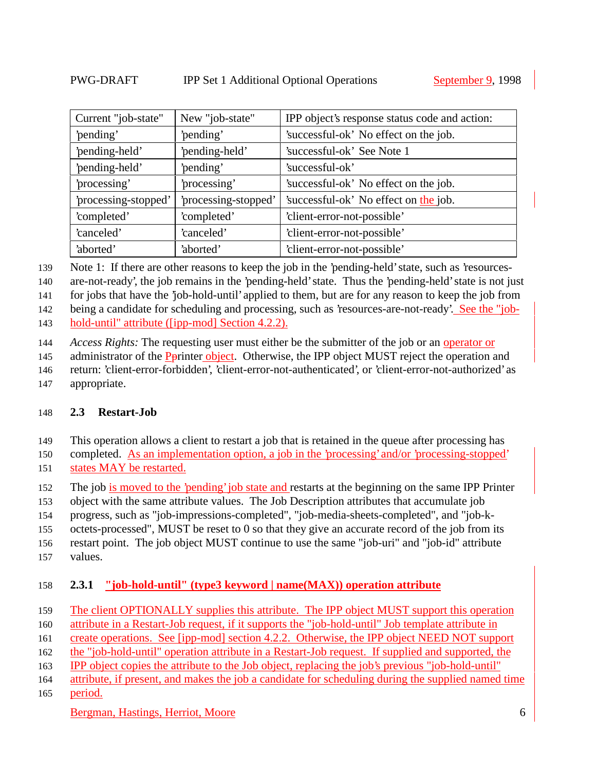| Current "job-state" | New "job-state" | IPP object's response status code and action: |
|---|---|---|
| 'pending' | 'pending' | 'successful-ok' No effect on the job. |
| 'pending-held' | 'pending-held' | 'successful-ok' See Note 1 |
| 'pending-held' | 'pending' | 'successful-ok' |
| 'processing' | 'processing' | 'successful-ok' No effect on the job. |
| 'processing-stopped' | 'processing-stopped' | 'successful-ok' No effect on the job. |
| 'completed' | 'completed' | 'client-error-not-possible' |
| 'canceled' | 'canceled' | 'client-error-not-possible' |
| 'aborted' | 'aborted' | 'client-error-not-possible' |

Note 1: If there are other reasons to keep the job in the 'pending-held' state, such as 'resources-are-not-ready', the job remains in the 'pending-held' state. Thus the 'pending-held' state is not just for jobs that have the 'job-hold-until' applied to them, but are for any reason to keep the job from being a candidate for scheduling and processing, such as 'resources-are-not-ready'. See the "job-hold-until" attribute ([ipp-mod] Section 4.2.2).

*Access Rights:* The requesting user must either be the submitter of the job or an operator or administrator of the Printer object. Otherwise, the IPP object MUST reject the operation and return: 'client-error-forbidden', 'client-error-not-authenticated', or 'client-error-not-authorized' as appropriate.

### 2.3 Restart-Job

This operation allows a client to restart a job that is retained in the queue after processing has completed. As an implementation option, a job in the 'processing' and/or 'processing-stopped' states MAY be restarted.

The job is moved to the 'pending' job state and restarts at the beginning on the same IPP Printer object with the same attribute values. The Job Description attributes that accumulate job progress, such as "job-impressions-completed", "job-media-sheets-completed", and "job-k-octets-processed", MUST be reset to 0 so that they give an accurate record of the job from its restart point. The job object MUST continue to use the same "job-uri" and "job-id" attribute values.

#### 2.3.1 "job-hold-until" (type3 keyword | name(MAX)) operation attribute

The client OPTIONALLY supplies this attribute. The IPP object MUST support this operation attribute in a Restart-Job request, if it supports the "job-hold-until" Job template attribute in create operations. See [ipp-mod] section 4.2.2. Otherwise, the IPP object NEED NOT support the "job-hold-until" operation attribute in a Restart-Job request. If supplied and supported, the IPP object copies the attribute to the Job object, replacing the job's previous "job-hold-until" attribute, if present, and makes the job a candidate for scheduling during the supplied named time period.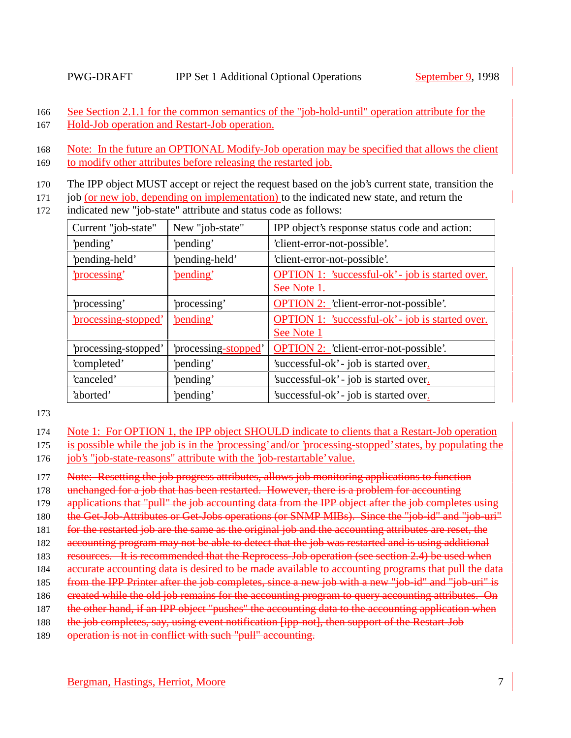See Section 2.1.1 for the common semantics of the "job-hold-until" operation attribute for the Hold-Job operation and Restart-Job operation.

Note: In the future an OPTIONAL Modify-Job operation may be specified that allows the client to modify other attributes before releasing the restarted job.

The IPP object MUST accept or reject the request based on the job's current state, transition the job (or new job, depending on implementation) to the indicated new state, and return the indicated new "job-state" attribute and status code as follows:

| Current "job-state" | New "job-state" | IPP object's response status code and action: |
|---|---|---|
| 'pending' | 'pending' | 'client-error-not-possible'. |
| 'pending-held' | 'pending-held' | 'client-error-not-possible'. |
| 'processing' | 'pending' | OPTION 1: 'successful-ok' - job is started over. See Note 1. |
| 'processing' | 'processing' | OPTION 2: 'client-error-not-possible'. |
| 'processing-stopped' | 'pending' | OPTION 1: 'successful-ok' - job is started over. See Note 1 |
| 'processing-stopped' | 'processing-stopped' | OPTION 2: 'client-error-not-possible'. |
| 'completed' | 'pending' | 'successful-ok' - job is started over. |
| 'canceled' | 'pending' | 'successful-ok' - job is started over. |
| 'aborted' | 'pending' | 'successful-ok' - job is started over. |

Note 1: For OPTION 1, the IPP object SHOULD indicate to clients that a Restart-Job operation is possible while the job is in the 'processing' and/or 'processing-stopped' states, by populating the job's "job-state-reasons" attribute with the 'job-restartable' value.

~~Note: Resetting the job progress attributes, allows job monitoring applications to function unchanged for a job that has been restarted. However, there is a problem for accounting applications that "pull" the job accounting data from the IPP object after the job completes using the Get-Job-Attributes or Get-Jobs operations (or SNMP MIBs). Since the "job-id" and "job-uri" for the restarted job are the same as the original job and the accounting attributes are reset, the accounting program may not be able to detect that the job was restarted and is using additional resources. It is recommended that the Reprocess-Job operation (see section 2.4) be used when accurate accounting data is desired to be made available to accounting programs that pull the data from the IPP Printer after the job completes, since a new job with a new "job-id" and "job-uri" is created while the old job remains for the accounting program to query accounting attributes. On the other hand, if an IPP object "pushes" the accounting data to the accounting application when the job completes, say, using event notification [ipp-not], then support of the Restart-Job operation is not in conflict with such "pull" accounting.~~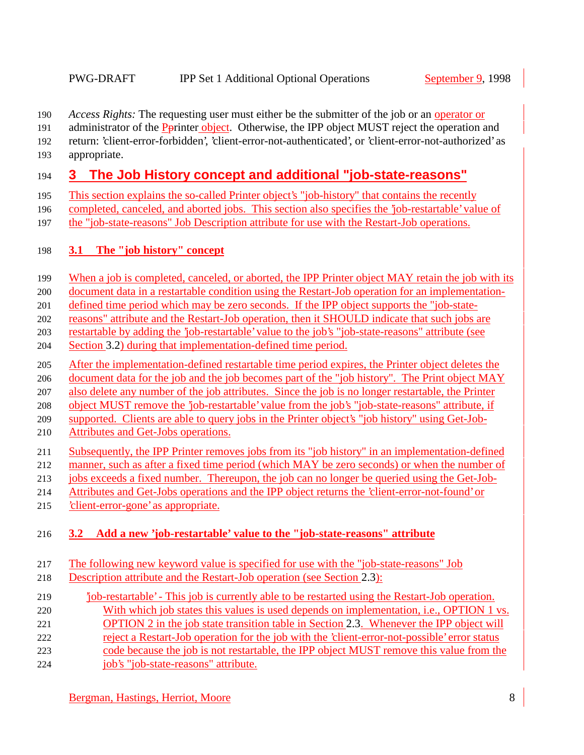*Access Rights:* The requesting user must either be the submitter of the job or an operator or administrator of the Printer object. Otherwise, the IPP object MUST reject the operation and return: 'client-error-forbidden', 'client-error-not-authenticated', or 'client-error-not-authorized' as appropriate.

# 3 The Job History concept and additional "job-state-reasons"

This section explains the so-called Printer object's "job-history" that contains the recently completed, canceled, and aborted jobs. This section also specifies the 'job-restartable' value of the "job-state-reasons" Job Description attribute for use with the Restart-Job operations.

## 3.1 The "job history" concept

When a job is completed, canceled, or aborted, the IPP Printer object MAY retain the job with its document data in a restartable condition using the Restart-Job operation for an implementation-defined time period which may be zero seconds. If the IPP object supports the "job-state-reasons" attribute and the Restart-Job operation, then it SHOULD indicate that such jobs are restartable by adding the 'job-restartable' value to the job's "job-state-reasons" attribute (see Section 3.2) during that implementation-defined time period.

After the implementation-defined restartable time period expires, the Printer object deletes the document data for the job and the job becomes part of the "job history". The Print object MAY also delete any number of the job attributes. Since the job is no longer restartable, the Printer object MUST remove the 'job-restartable' value from the job's "job-state-reasons" attribute, if supported. Clients are able to query jobs in the Printer object's "job history" using Get-Job-Attributes and Get-Jobs operations.

Subsequently, the IPP Printer removes jobs from its "job history" in an implementation-defined manner, such as after a fixed time period (which MAY be zero seconds) or when the number of jobs exceeds a fixed number. Thereupon, the job can no longer be queried using the Get-Job-Attributes and Get-Jobs operations and the IPP object returns the 'client-error-not-found' or 'client-error-gone' as appropriate.

## 3.2 Add a new 'job-restartable' value to the "job-state-reasons" attribute

The following new keyword value is specified for use with the "job-state-reasons" Job Description attribute and the Restart-Job operation (see Section 2.3):

'job-restartable' - This job is currently able to be restarted using the Restart-Job operation. With which job states this values is used depends on implementation, i.e., OPTION 1 vs. OPTION 2 in the job state transition table in Section 2.3. Whenever the IPP object will reject a Restart-Job operation for the job with the 'client-error-not-possible' error status code because the job is not restartable, the IPP object MUST remove this value from the job's "job-state-reasons" attribute.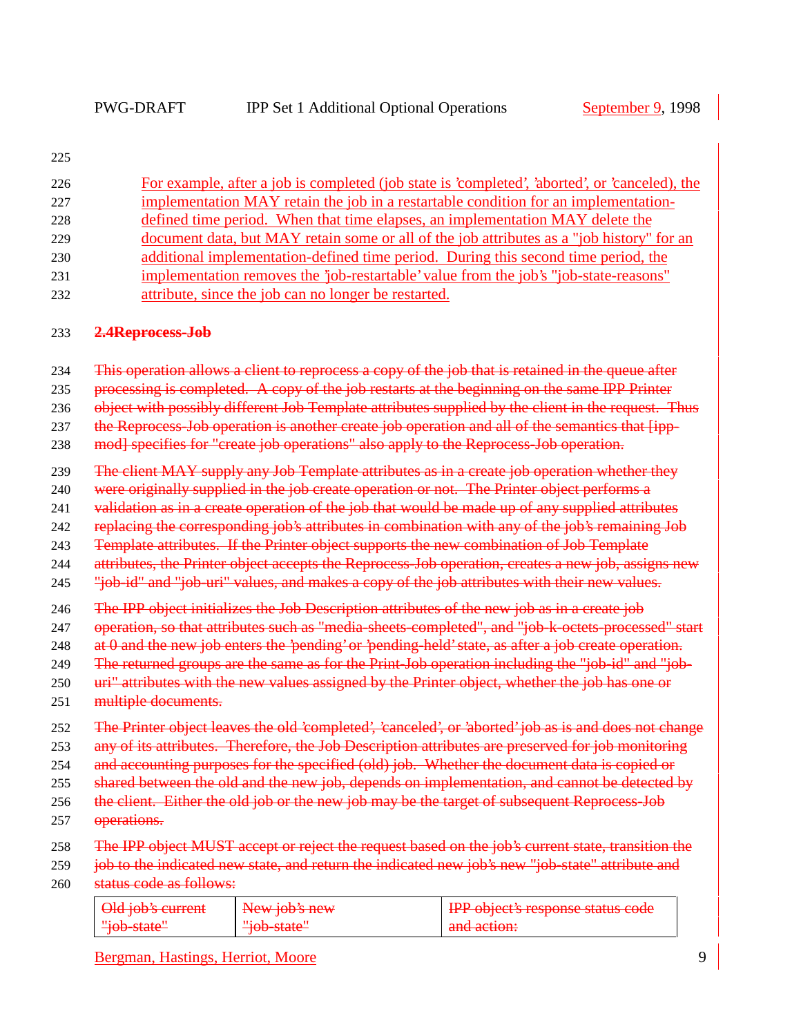For example, after a job is completed (job state is 'completed', 'aborted', or 'canceled), the implementation MAY retain the job in a restartable condition for an implementation-defined time period. When that time elapses, an implementation MAY delete the document data, but MAY retain some or all of the job attributes as a "job history" for an additional implementation-defined time period. During this second time period, the implementation removes the 'job-restartable' value from the job's "job-state-reasons" attribute, since the job can no longer be restarted.

## ~~2.4 Reprocess-Job~~

~~This operation allows a client to reprocess a copy of the job that is retained in the queue after processing is completed. A copy of the job restarts at the beginning on the same IPP Printer object with possibly different Job Template attributes supplied by the client in the request. Thus the Reprocess-Job operation is another create job operation and all of the semantics that [ipp-mod] specifies for "create job operations" also apply to the Reprocess-Job operation.~~

~~The client MAY supply any Job Template attributes as in a create job operation whether they were originally supplied in the job create operation or not. The Printer object performs a validation as in a create operation of the job that would be made up of any supplied attributes replacing the corresponding job's attributes in combination with any of the job's remaining Job Template attributes. If the Printer object supports the new combination of Job Template attributes, the Printer object accepts the Reprocess-Job operation, creates a new job, assigns new "job-id" and "job-uri" values, and makes a copy of the job attributes with their new values.~~

~~The IPP object initializes the Job Description attributes of the new job as in a create job operation, so that attributes such as "media-sheets-completed", and "job-k-octets-processed" start at 0 and the new job enters the 'pending' or 'pending-held' state, as after a job create operation. The returned groups are the same as for the Print-Job operation including the "job-id" and "job-uri" attributes with the new values assigned by the Printer object, whether the job has one or multiple documents.~~

~~The Printer object leaves the old 'completed', 'canceled', or 'aborted' job as is and does not change any of its attributes. Therefore, the Job Description attributes are preserved for job monitoring and accounting purposes for the specified (old) job. Whether the document data is copied or shared between the old and the new job, depends on implementation, and cannot be detected by the client. Either the old job or the new job may be the target of subsequent Reprocess-Job operations.~~

~~The IPP object MUST accept or reject the request based on the job's current state, transition the job to the indicated new state, and return the indicated new job's new "job-state" attribute and status code as follows:~~

| ~~Old job's current "job-state"~~ | ~~New job's new "job-state"~~ | ~~IPP object's response status code and action:~~ |
| --- | --- | --- |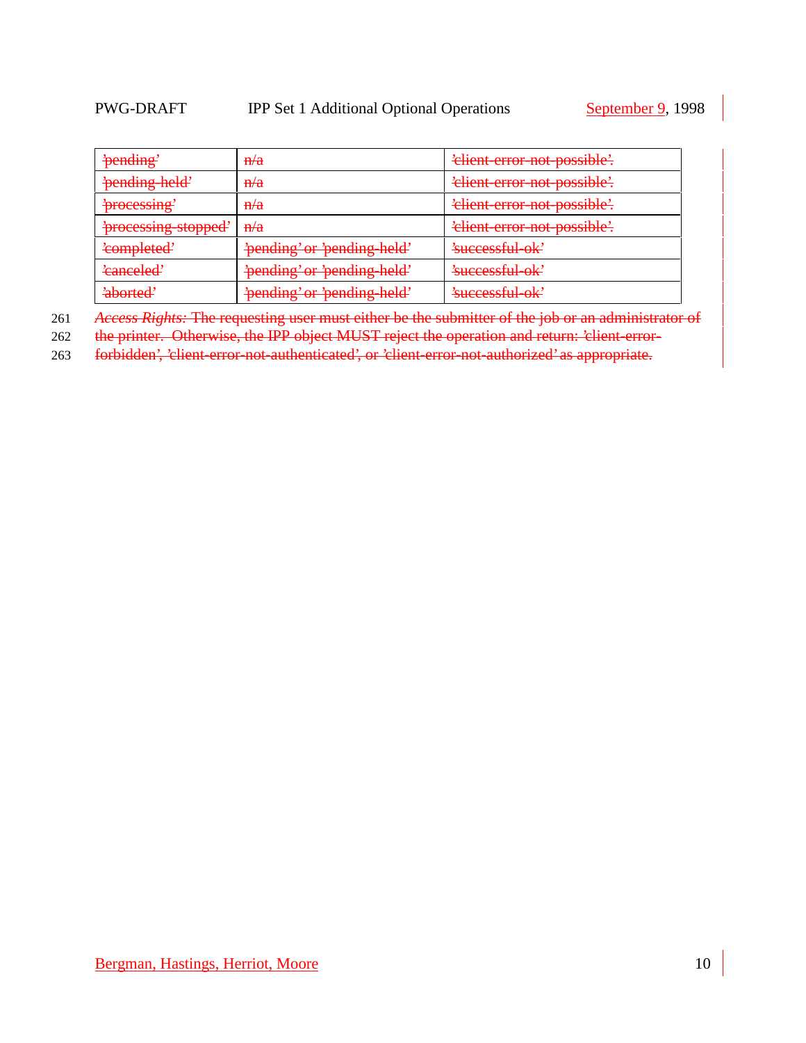| 'pending' | n/a | 'client-error-not-possible'. |
|---|---|---|
| 'pending-held' | n/a | 'client-error-not-possible'. |
| 'processing' | n/a | 'client-error-not-possible'. |
| 'processing-stopped' | n/a | 'client-error-not-possible'. |
| 'completed' | 'pending' or 'pending-held' | 'successful-ok' |
| 'canceled' | 'pending' or 'pending-held' | 'successful-ok' |
| 'aborted' | 'pending' or 'pending-held' | 'successful-ok' |

*Access Rights:* The requesting user must either be the submitter of the job or an administrator of the printer. Otherwise, the IPP object MUST reject the operation and return: 'client-error-forbidden', 'client-error-not-authenticated', or 'client-error-not-authorized' as appropriate.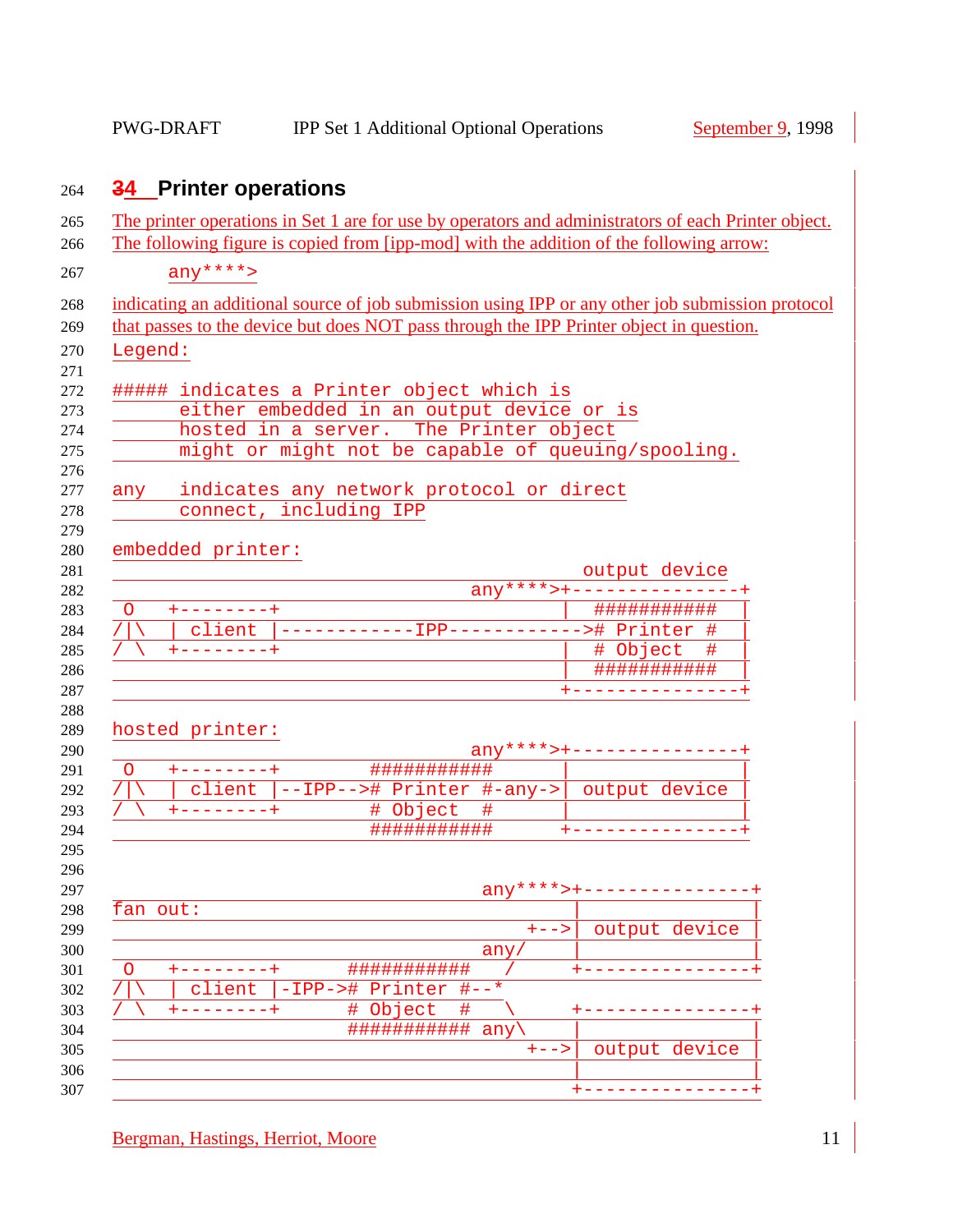# 4 Printer operations

The printer operations in Set 1 are for use by operators and administrators of each Printer object. The following figure is copied from [ipp-mod] with the addition of the following arrow:

```
      any****>
```

indicating an additional source of job submission using IPP or any other job submission protocol that passes to the device but does NOT pass through the IPP Printer object in question.

```
Legend:

##### indicates a Printer object which is
      either embedded in an output device or is
      hosted in a server.  The Printer object
      might or might not be capable of queuing/spooling.

any   indicates any network protocol or direct
      connect, including IPP

embedded printer:
                                          output device
                                any****>+---------------+
 O   +--------+                         |  ###########  |
/|\  | client |------------IPP------------># Printer #  |
/ \  +--------+                         |  # Object  #  |
                                        |  ###########  |
                                        +---------------+

hosted printer:
                                any****>+---------------+
 O   +--------+        ###########      |               |
/|\  | client |--IPP--># Printer #-any->| output device |
/ \  +--------+        # Object  #      |               |
                       ###########      +---------------+


                                  any****>+---------------+
fan out:                                  |               |
                                      +-->| output device |
                                  any/    |               |
 O   +--------+      ###########    /     +---------------+
/|\  | client |-IPP-># Printer #--*
/ \  +--------+      # Object  #    \     +---------------+
                     ########### any\     |               |
                                      +-->| output device |
                                          |               |
                                          +---------------+
```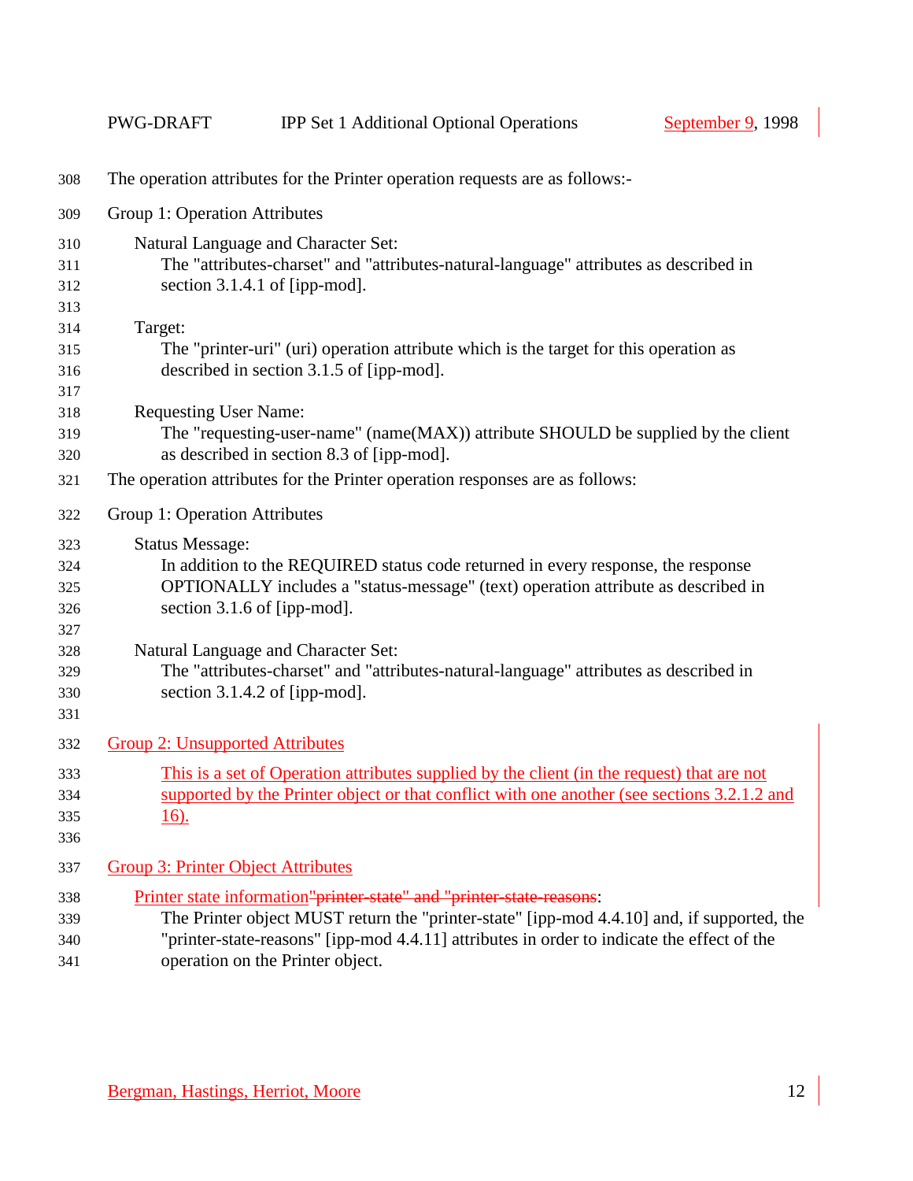The operation attributes for the Printer operation requests are as follows:-

Group 1: Operation Attributes

Natural Language and Character Set:
The "attributes-charset" and "attributes-natural-language" attributes as described in section 3.1.4.1 of [ipp-mod].

Target:
The "printer-uri" (uri) operation attribute which is the target for this operation as described in section 3.1.5 of [ipp-mod].

Requesting User Name:
The "requesting-user-name" (name(MAX)) attribute SHOULD be supplied by the client as described in section 8.3 of [ipp-mod].

The operation attributes for the Printer operation responses are as follows:

Group 1: Operation Attributes

Status Message:
In addition to the REQUIRED status code returned in every response, the response OPTIONALLY includes a "status-message" (text) operation attribute as described in section 3.1.6 of [ipp-mod].

Natural Language and Character Set:
The "attributes-charset" and "attributes-natural-language" attributes as described in section 3.1.4.2 of [ipp-mod].

Group 2: Unsupported Attributes

This is a set of Operation attributes supplied by the client (in the request) that are not supported by the Printer object or that conflict with one another (see sections 3.2.1.2 and 16).

Group 3: Printer Object Attributes

Printer state information~~"printer-state" and "printer-state-reasons"~~:
The Printer object MUST return the "printer-state" [ipp-mod 4.4.10] and, if supported, the "printer-state-reasons" [ipp-mod 4.4.11] attributes in order to indicate the effect of the operation on the Printer object.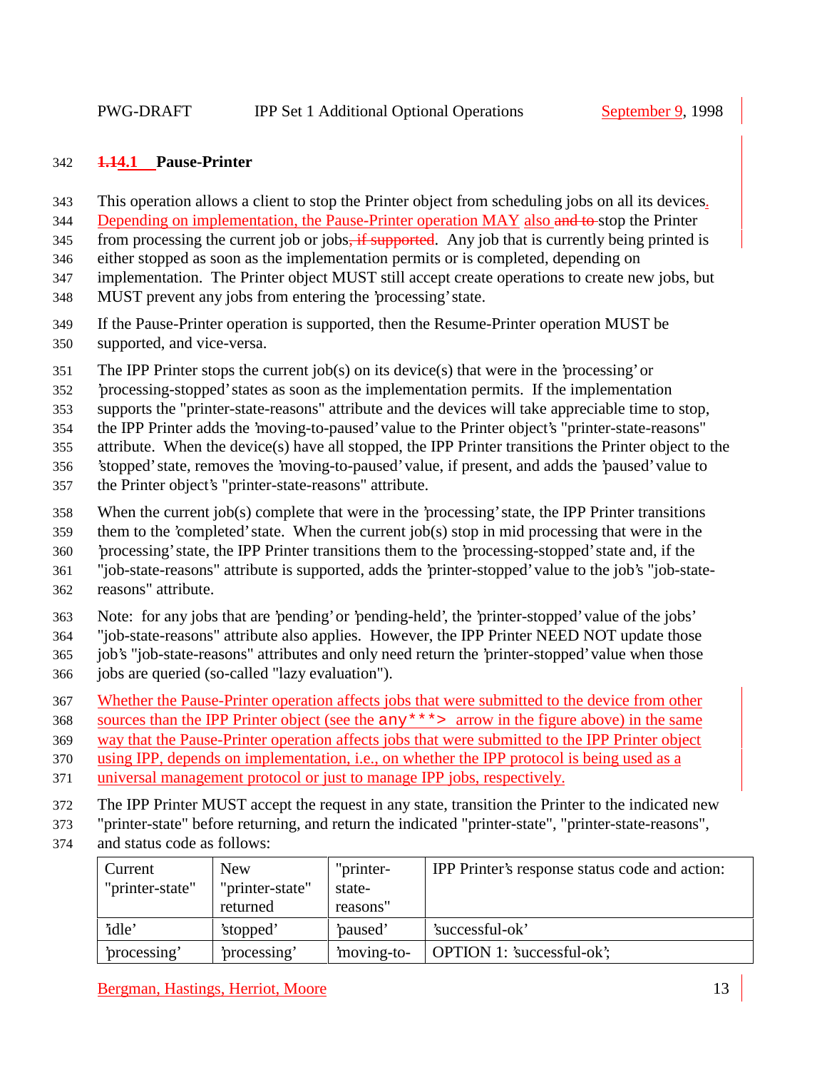### 4.1 Pause-Printer

This operation allows a client to stop the Printer object from scheduling jobs on all its devices. Depending on implementation, the Pause-Printer operation MAY also stop the Printer from processing the current job or jobs. Any job that is currently being printed is either stopped as soon as the implementation permits or is completed, depending on implementation. The Printer object MUST still accept create operations to create new jobs, but MUST prevent any jobs from entering the 'processing' state.

If the Pause-Printer operation is supported, then the Resume-Printer operation MUST be supported, and vice-versa.

The IPP Printer stops the current job(s) on its device(s) that were in the 'processing' or 'processing-stopped' states as soon as the implementation permits. If the implementation supports the "printer-state-reasons" attribute and the devices will take appreciable time to stop, the IPP Printer adds the 'moving-to-paused' value to the Printer object's "printer-state-reasons" attribute. When the device(s) have all stopped, the IPP Printer transitions the Printer object to the 'stopped' state, removes the 'moving-to-paused' value, if present, and adds the 'paused' value to the Printer object's "printer-state-reasons" attribute.

When the current job(s) complete that were in the 'processing' state, the IPP Printer transitions them to the 'completed' state. When the current job(s) stop in mid processing that were in the 'processing' state, the IPP Printer transitions them to the 'processing-stopped' state and, if the "job-state-reasons" attribute is supported, adds the 'printer-stopped' value to the job's "job-state-reasons" attribute.

Note: for any jobs that are 'pending' or 'pending-held', the 'printer-stopped' value of the jobs' "job-state-reasons" attribute also applies. However, the IPP Printer NEED NOT update those job's "job-state-reasons" attributes and only need return the 'printer-stopped' value when those jobs are queried (so-called "lazy evaluation").

Whether the Pause-Printer operation affects jobs that were submitted to the device from other sources than the IPP Printer object (see the `any***>` arrow in the figure above) in the same way that the Pause-Printer operation affects jobs that were submitted to the IPP Printer object using IPP, depends on implementation, i.e., on whether the IPP protocol is being used as a universal management protocol or just to manage IPP jobs, respectively.

The IPP Printer MUST accept the request in any state, transition the Printer to the indicated new "printer-state" before returning, and return the indicated "printer-state", "printer-state-reasons", and status code as follows:

| Current "printer-state" | New "printer-state" returned | "printer-state-reasons" | IPP Printer's response status code and action: |
|---|---|---|---|
| 'idle' | 'stopped' | 'paused' | 'successful-ok' |
| 'processing' | 'processing' | 'moving-to- | OPTION 1: 'successful-ok'; |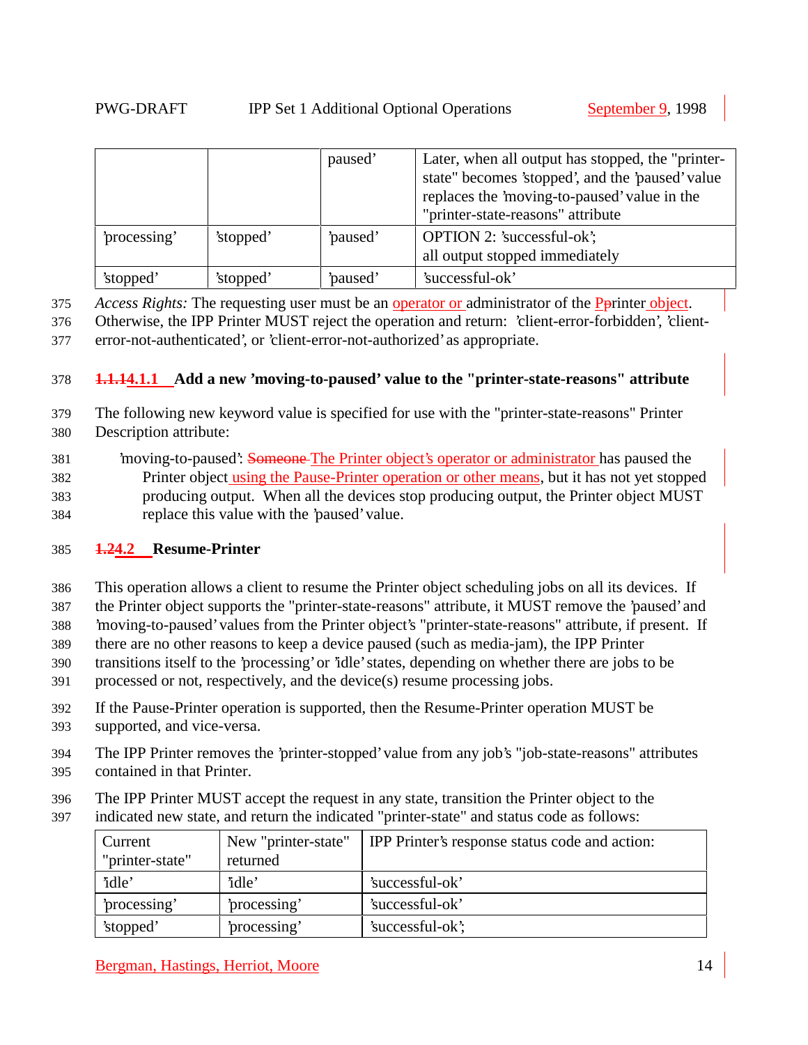|  |  | paused' | Later, when all output has stopped, the "printer-state" becomes 'stopped', and the 'paused' value replaces the 'moving-to-paused' value in the "printer-state-reasons" attribute |
|---|---|---|---|
| 'processing' | 'stopped' | 'paused' | OPTION 2: 'successful-ok'; all output stopped immediately |
| 'stopped' | 'stopped' | 'paused' | 'successful-ok' |

*Access Rights:* The requesting user must be an operator or administrator of the Printer object. Otherwise, the IPP Printer MUST reject the operation and return: 'client-error-forbidden', 'client-error-not-authenticated', or 'client-error-not-authorized' as appropriate.

#### 4.1.1 Add a new 'moving-to-paused' value to the "printer-state-reasons" attribute

The following new keyword value is specified for use with the "printer-state-reasons" Printer Description attribute:

'moving-to-paused': The Printer object's operator or administrator has paused the Printer object using the Pause-Printer operation or other means, but it has not yet stopped producing output. When all the devices stop producing output, the Printer object MUST replace this value with the 'paused' value.

### 4.2 Resume-Printer

This operation allows a client to resume the Printer object scheduling jobs on all its devices. If the Printer object supports the "printer-state-reasons" attribute, it MUST remove the 'paused' and 'moving-to-paused' values from the Printer object's "printer-state-reasons" attribute, if present. If there are no other reasons to keep a device paused (such as media-jam), the IPP Printer transitions itself to the 'processing' or 'idle' states, depending on whether there are jobs to be processed or not, respectively, and the device(s) resume processing jobs.

If the Pause-Printer operation is supported, then the Resume-Printer operation MUST be supported, and vice-versa.

The IPP Printer removes the 'printer-stopped' value from any job's "job-state-reasons" attributes contained in that Printer.

The IPP Printer MUST accept the request in any state, transition the Printer object to the indicated new state, and return the indicated "printer-state" and status code as follows:

| Current "printer-state" | New "printer-state" returned | IPP Printer's response status code and action: |
|---|---|---|
| 'idle' | 'idle' | 'successful-ok' |
| 'processing' | 'processing' | 'successful-ok' |
| 'stopped' | 'processing' | 'successful-ok'; |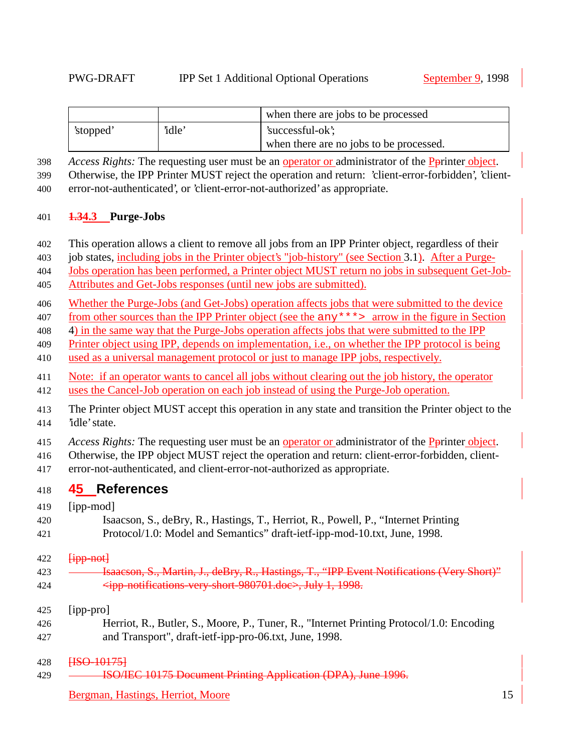| | | |
|---|---|---|
| | | when there are jobs to be processed |
| 'stopped' | 'idle' | 'successful-ok'; when there are no jobs to be processed. |

*Access Rights:* The requesting user must be an operator or administrator of the Pprinter object. Otherwise, the IPP Printer MUST reject the operation and return: 'client-error-forbidden', 'client-error-not-authenticated', or 'client-error-not-authorized' as appropriate.

### 1.34.3 Purge-Jobs

This operation allows a client to remove all jobs from an IPP Printer object, regardless of their job states, including jobs in the Printer object's "job-history" (see Section 3.1). After a Purge-Jobs operation has been performed, a Printer object MUST return no jobs in subsequent Get-Job-Attributes and Get-Jobs responses (until new jobs are submitted).

Whether the Purge-Jobs (and Get-Jobs) operation affects jobs that were submitted to the device from other sources than the IPP Printer object (see the any***> arrow in the figure in Section 4) in the same way that the Purge-Jobs operation affects jobs that were submitted to the IPP Printer object using IPP, depends on implementation, i.e., on whether the IPP protocol is being used as a universal management protocol or just to manage IPP jobs, respectively.

Note: if an operator wants to cancel all jobs without clearing out the job history, the operator uses the Cancel-Job operation on each job instead of using the Purge-Job operation.

The Printer object MUST accept this operation in any state and transition the Printer object to the 'idle' state.

*Access Rights:* The requesting user must be an operator or administrator of the Pprinter object. Otherwise, the IPP object MUST reject the operation and return: client-error-forbidden, client-error-not-authenticated, and client-error-not-authorized as appropriate.

# 45 References

[ipp-mod]
Isaacson, S., deBry, R., Hastings, T., Herriot, R., Powell, P., "Internet Printing Protocol/1.0: Model and Semantics" draft-ietf-ipp-mod-10.txt, June, 1998.

~~[ipp-not]~~
~~Isaacson, S., Martin, J., deBry, R., Hastings, T., "IPP Event Notifications (Very Short)" <ipp-notifications-very-short-980701.doc>, July 1, 1998.~~

[ipp-pro]
Herriot, R., Butler, S., Moore, P., Tuner, R., "Internet Printing Protocol/1.0: Encoding and Transport", draft-ietf-ipp-pro-06.txt, June, 1998.

~~[ISO-10175]~~
~~ISO/IEC 10175 Document Printing Application (DPA), June 1996.~~